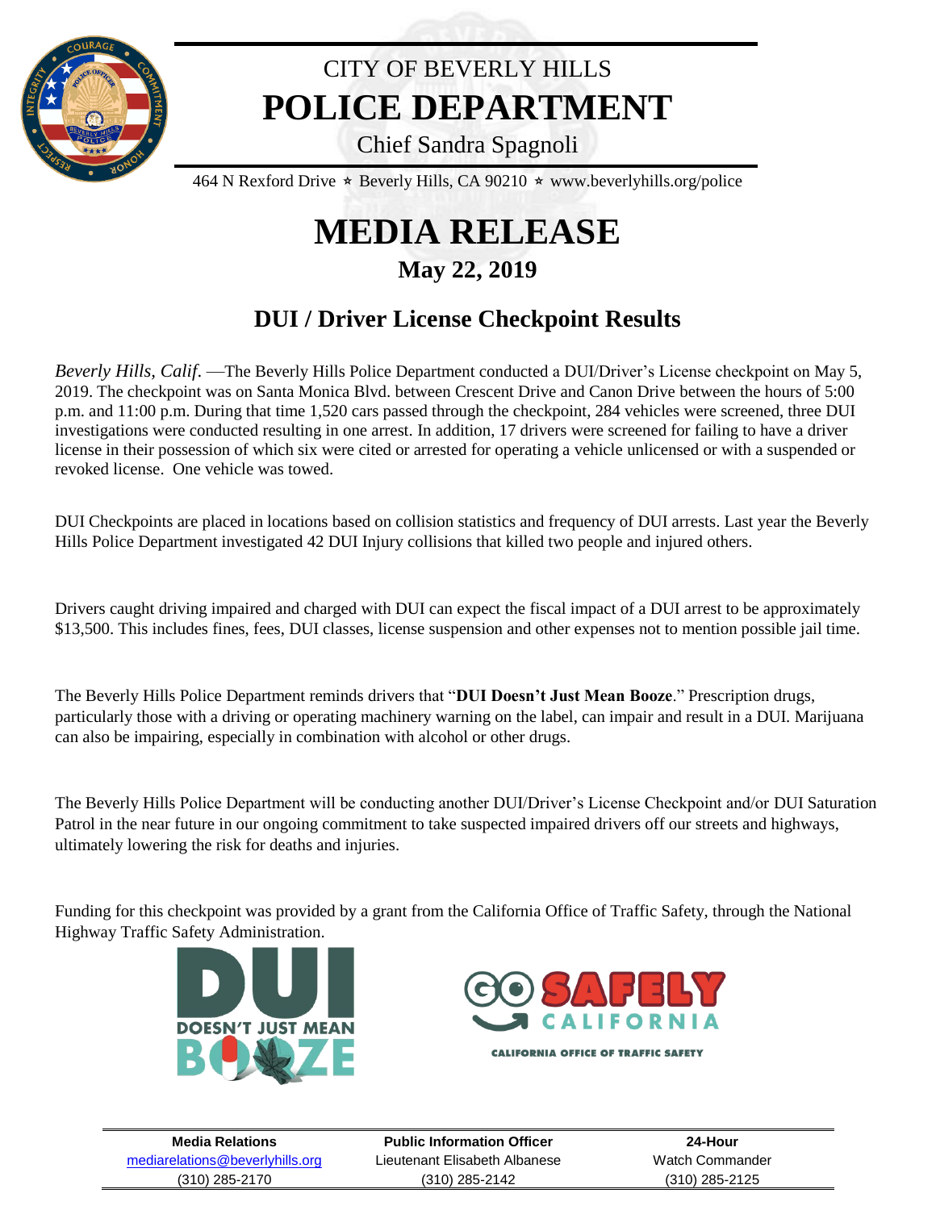# CITY OF BEVERLY HILLS
# POLICE DEPARTMENT

Chief Sandra Spagnoli

464 N Rexford Drive ⋆ Beverly Hills, CA 90210 ⋆ www.beverlyhills.org/police

# MEDIA RELEASE

## May 22, 2019

## DUI / Driver License Checkpoint Results

*Beverly Hills, Calif.* —The Beverly Hills Police Department conducted a DUI/Driver's License checkpoint on May 5, 2019. The checkpoint was on Santa Monica Blvd. between Crescent Drive and Canon Drive between the hours of 5:00 p.m. and 11:00 p.m. During that time 1,520 cars passed through the checkpoint, 284 vehicles were screened, three DUI investigations were conducted resulting in one arrest. In addition, 17 drivers were screened for failing to have a driver license in their possession of which six were cited or arrested for operating a vehicle unlicensed or with a suspended or revoked license. One vehicle was towed.

DUI Checkpoints are placed in locations based on collision statistics and frequency of DUI arrests. Last year the Beverly Hills Police Department investigated 42 DUI Injury collisions that killed two people and injured others.

Drivers caught driving impaired and charged with DUI can expect the fiscal impact of a DUI arrest to be approximately $13,500. This includes fines, fees, DUI classes, license suspension and other expenses not to mention possible jail time.

The Beverly Hills Police Department reminds drivers that "**DUI Doesn't Just Mean Booze**." Prescription drugs, particularly those with a driving or operating machinery warning on the label, can impair and result in a DUI. Marijuana can also be impairing, especially in combination with alcohol or other drugs.

The Beverly Hills Police Department will be conducting another DUI/Driver's License Checkpoint and/or DUI Saturation Patrol in the near future in our ongoing commitment to take suspected impaired drivers off our streets and highways, ultimately lowering the risk for deaths and injuries.

Funding for this checkpoint was provided by a grant from the California Office of Traffic Safety, through the National Highway Traffic Safety Administration.

| Media Relations | Public Information Officer | 24-Hour |
| --- | --- | --- |
| mediarelations@beverlyhills.org | Lieutenant Elisabeth Albanese | Watch Commander |
| (310) 285-2170 | (310) 285-2142 | (310) 285-2125 |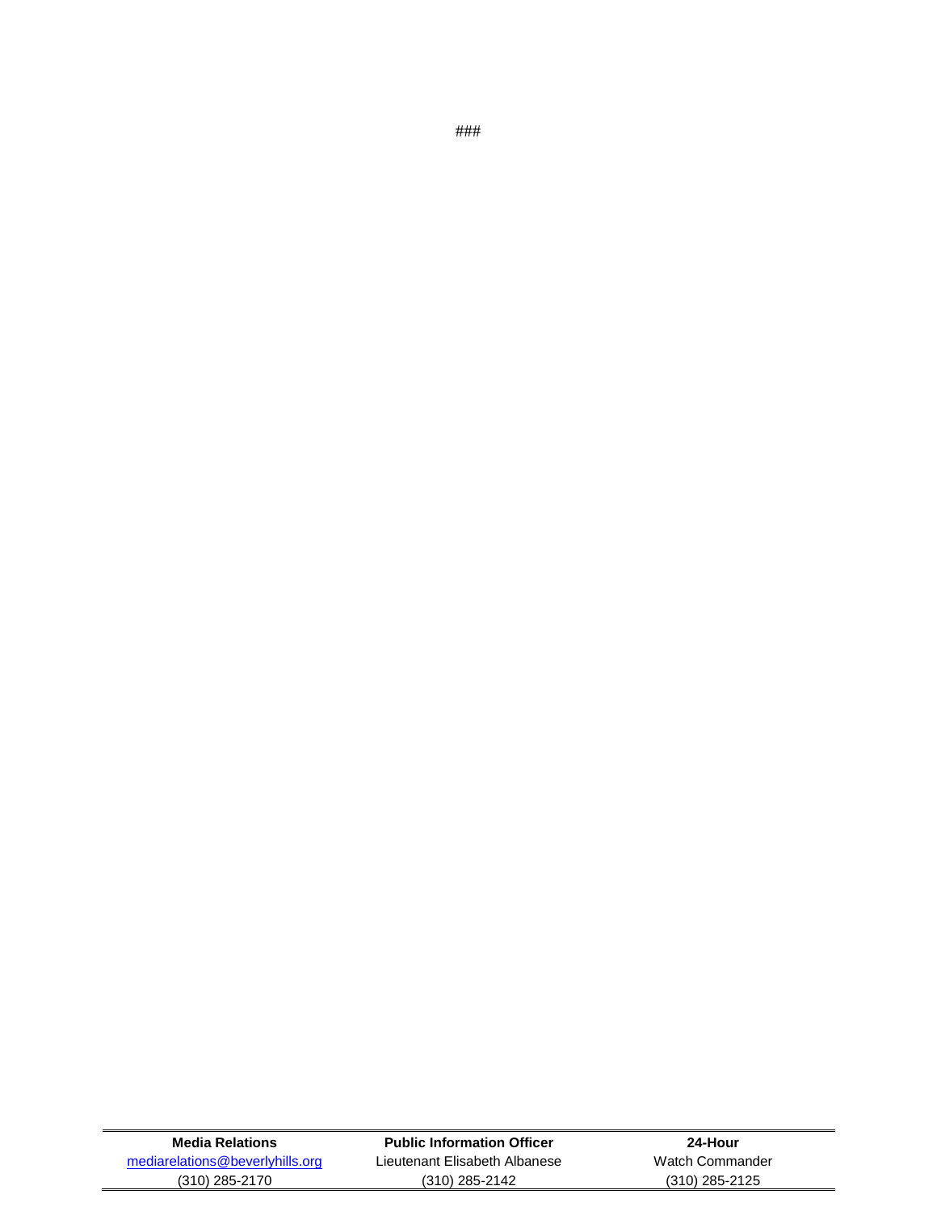###

| Media Relations | Public Information Officer | 24-Hour |
|---|---|---|
| mediarelations@beverlyhills.org | Lieutenant Elisabeth Albanese | Watch Commander |
| (310) 285-2170 | (310) 285-2142 | (310) 285-2125 |